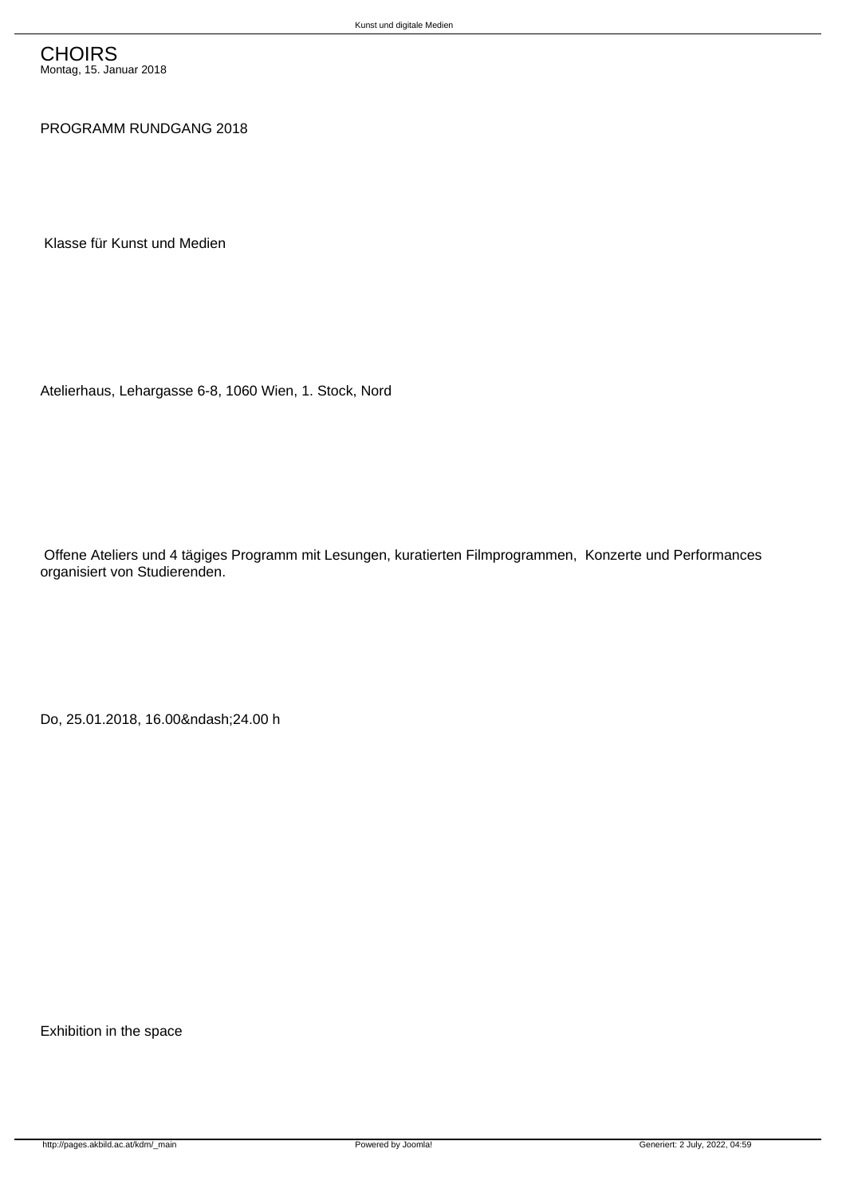# CHOIRS

Montag, 15. Januar 2018

PROGRAMM RUNDGANG 2018

Klasse für Kunst und Medien

Atelierhaus, Lehargasse 6-8, 1060 Wien, 1. Stock, Nord

Offene Ateliers und 4 tägiges Programm mit Lesungen, kuratierten Filmprogrammen, Konzerte und Performances organisiert von Studierenden.

Do, 25.01.2018, 16.00&ndash;24.00 h

Exhibition in the space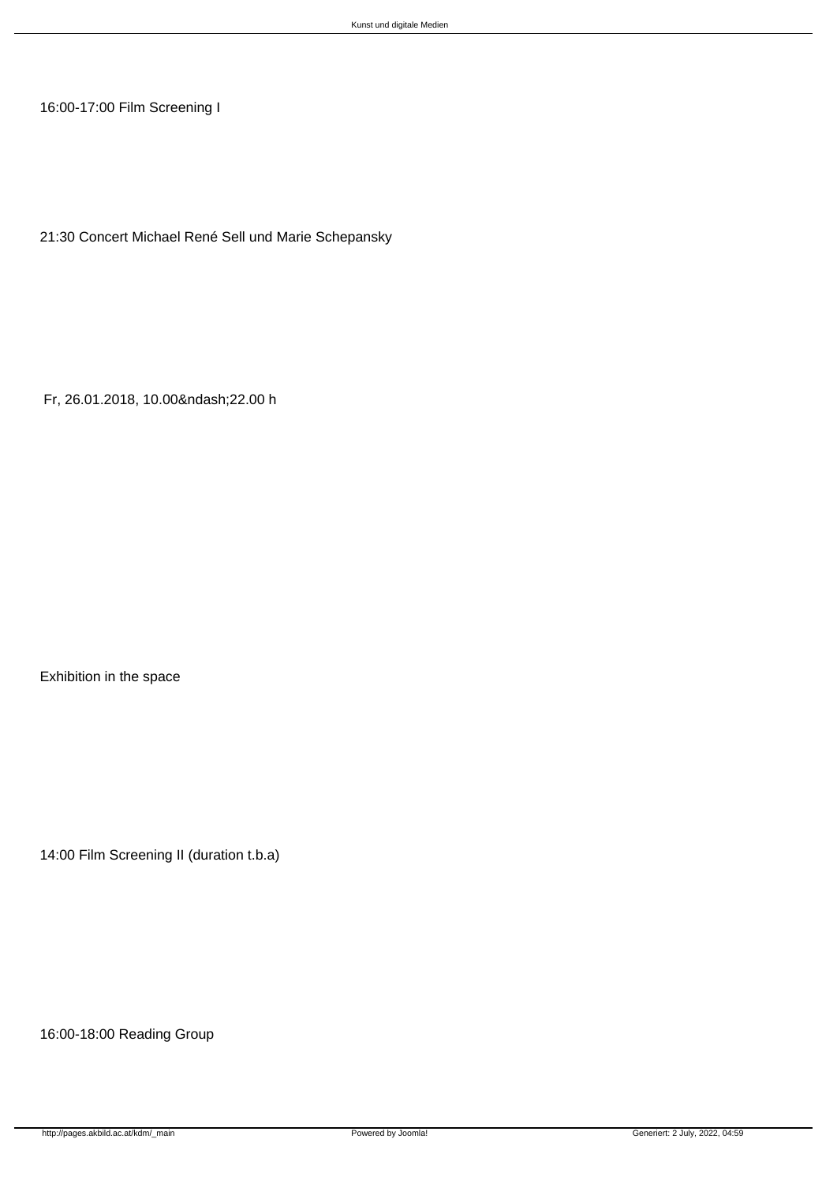16:00-17:00 Film Screening I

21:30 Concert Michael René Sell und Marie Schepansky

Fr, 26.01.2018, 10.00&ndash;22.00 h

Exhibition in the space

14:00 Film Screening II (duration t.b.a)

16:00-18:00 Reading Group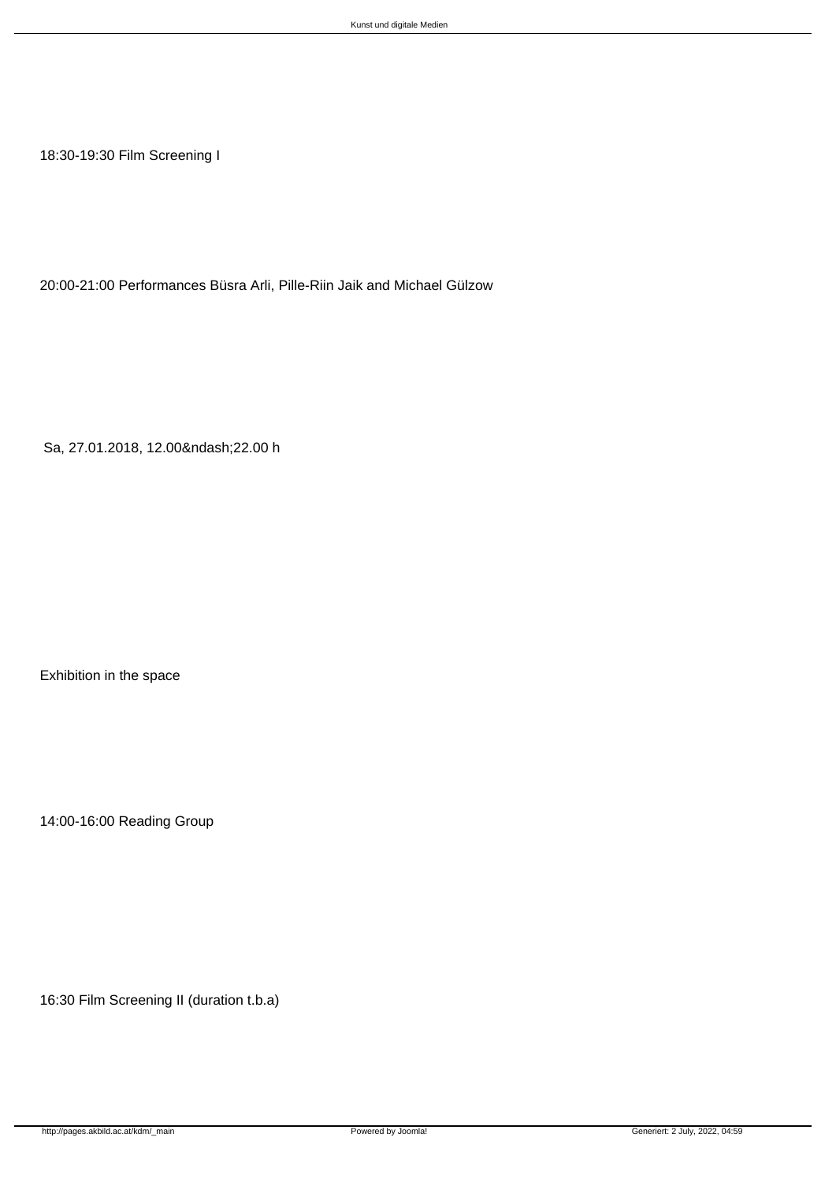18:30-19:30 Film Screening I

20:00-21:00 Performances Büsra Arli, Pille-Riin Jaik and Michael Gülzow

Sa, 27.01.2018, 12.00&ndash;22.00 h

Exhibition in the space

14:00-16:00 Reading Group

16:30 Film Screening II (duration t.b.a)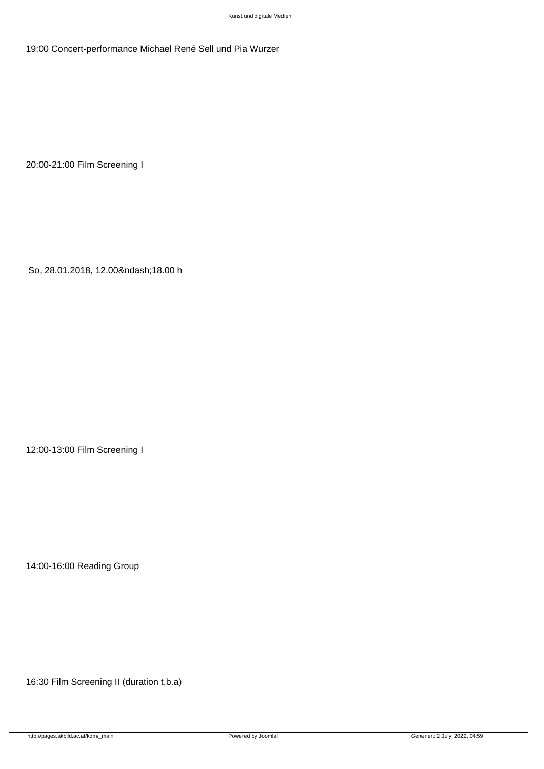19:00 Concert-performance Michael René Sell und Pia Wurzer

20:00-21:00 Film Screening I

So, 28.01.2018, 12.00&ndash;18.00 h

12:00-13:00 Film Screening I

14:00-16:00 Reading Group

16:30 Film Screening II (duration t.b.a)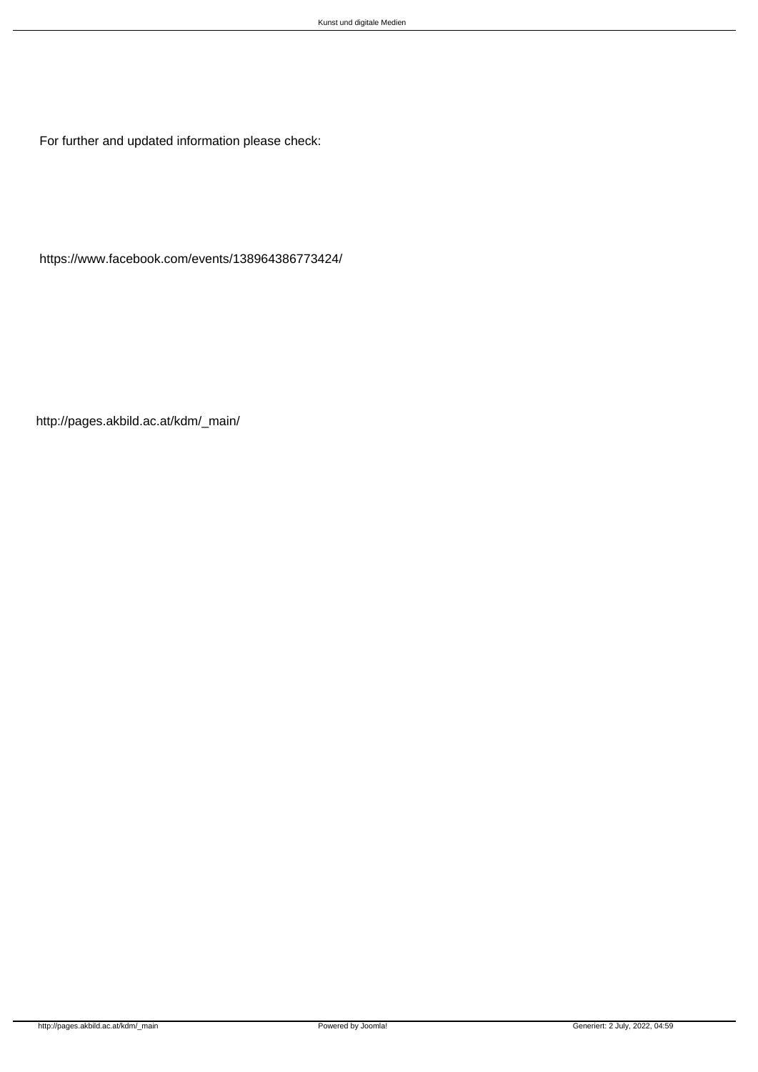For further and updated information please check:

https://www.facebook.com/events/138964386773424/

http://pages.akbild.ac.at/kdm/_main/